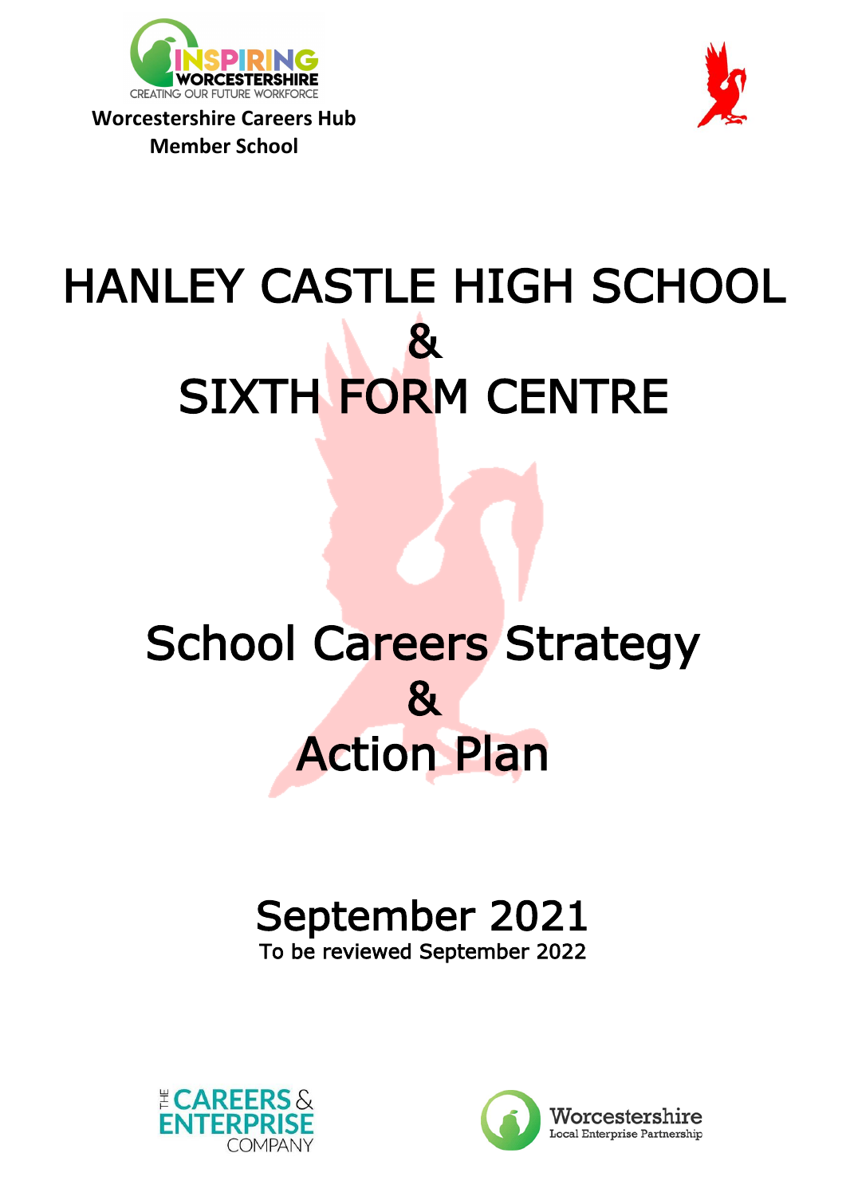INSPIRING WORCESTERSHIRE
CREATING OUR FUTURE WORKFORCE

**Worcestershire Careers Hub**
**Member School**

# HANLEY CASTLE HIGH SCHOOL & SIXTH FORM CENTRE

# School Careers Strategy & Action Plan

## September 2021

To be reviewed September 2022

THE CAREERS & ENTERPRISE COMPANY

Worcestershire Local Enterprise Partnership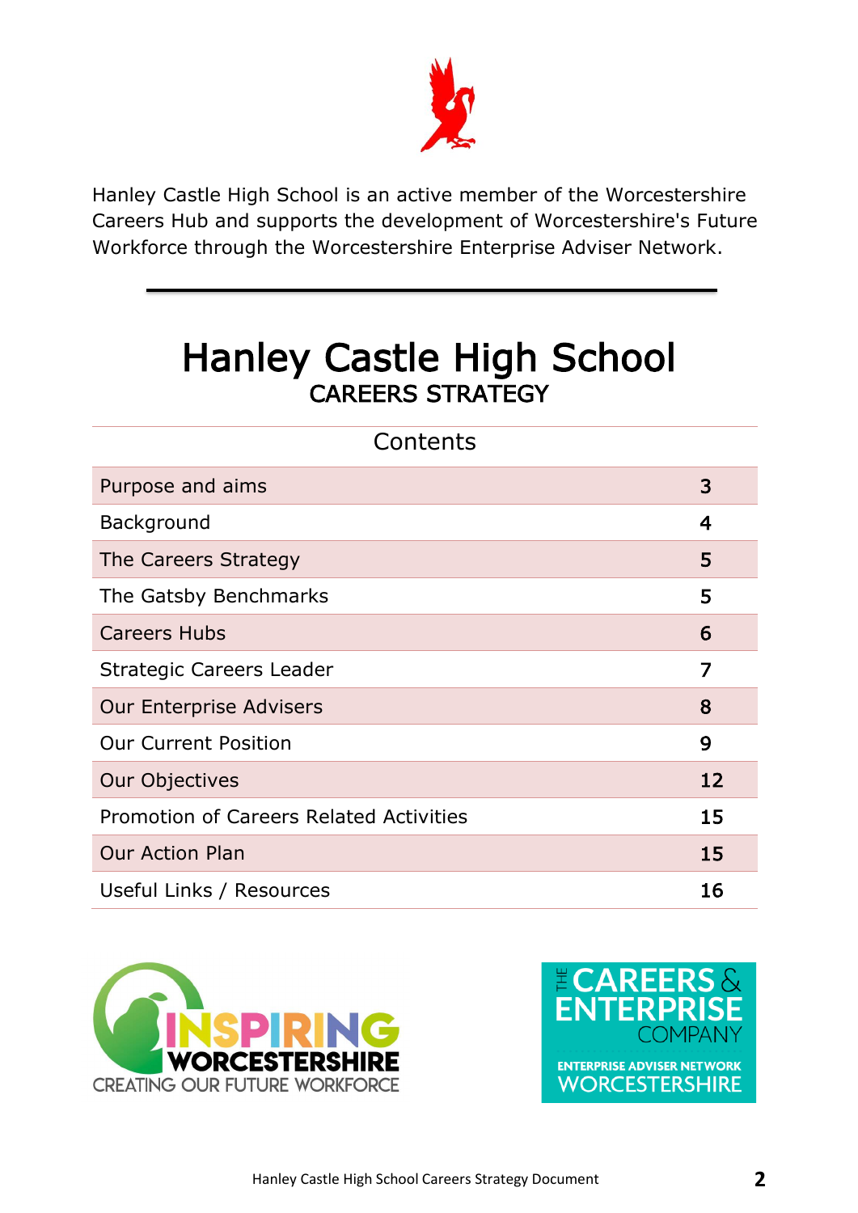Hanley Castle High School is an active member of the Worcestershire Careers Hub and supports the development of Worcestershire's Future Workforce through the Worcestershire Enterprise Adviser Network.

# Hanley Castle High School

## CAREERS STRATEGY

| Contents | |
|---|---|
| Purpose and aims | 3 |
| Background | 4 |
| The Careers Strategy | 5 |
| The Gatsby Benchmarks | 5 |
| Careers Hubs | 6 |
| Strategic Careers Leader | 7 |
| Our Enterprise Advisers | 8 |
| Our Current Position | 9 |
| Our Objectives | 12 |
| Promotion of Careers Related Activities | 15 |
| Our Action Plan | 15 |
| Useful Links / Resources | 16 |

INSPIRING WORCESTERSHIRE
CREATING OUR FUTURE WORKFORCE

THE CAREERS & ENTERPRISE COMPANY
ENTERPRISE ADVISER NETWORK
WORCESTERSHIRE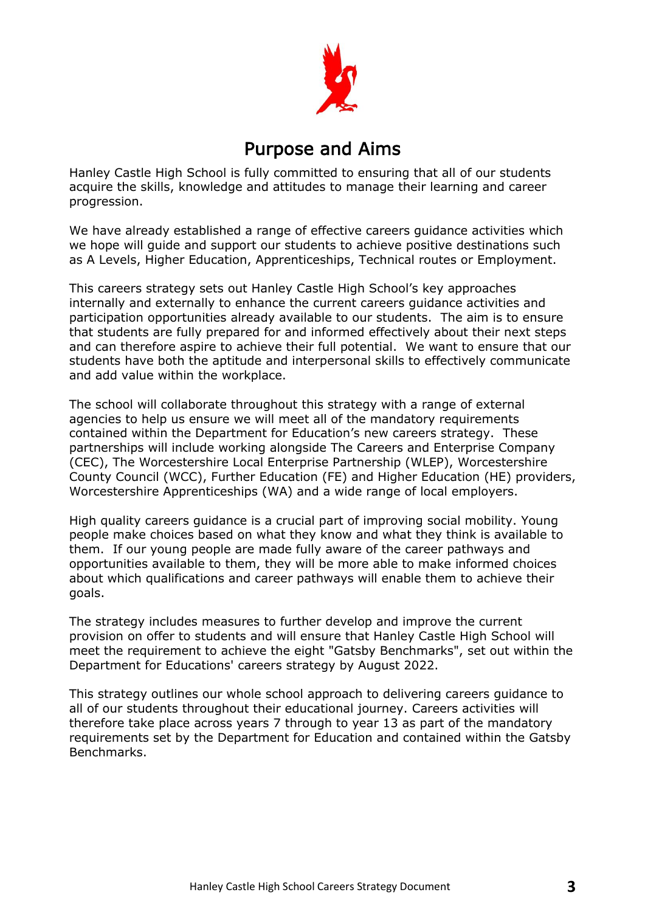# Purpose and Aims

Hanley Castle High School is fully committed to ensuring that all of our students acquire the skills, knowledge and attitudes to manage their learning and career progression.

We have already established a range of effective careers guidance activities which we hope will guide and support our students to achieve positive destinations such as A Levels, Higher Education, Apprenticeships, Technical routes or Employment.

This careers strategy sets out Hanley Castle High School's key approaches internally and externally to enhance the current careers guidance activities and participation opportunities already available to our students. The aim is to ensure that students are fully prepared for and informed effectively about their next steps and can therefore aspire to achieve their full potential. We want to ensure that our students have both the aptitude and interpersonal skills to effectively communicate and add value within the workplace.

The school will collaborate throughout this strategy with a range of external agencies to help us ensure we will meet all of the mandatory requirements contained within the Department for Education's new careers strategy. These partnerships will include working alongside The Careers and Enterprise Company (CEC), The Worcestershire Local Enterprise Partnership (WLEP), Worcestershire County Council (WCC), Further Education (FE) and Higher Education (HE) providers, Worcestershire Apprenticeships (WA) and a wide range of local employers.

High quality careers guidance is a crucial part of improving social mobility. Young people make choices based on what they know and what they think is available to them. If our young people are made fully aware of the career pathways and opportunities available to them, they will be more able to make informed choices about which qualifications and career pathways will enable them to achieve their goals.

The strategy includes measures to further develop and improve the current provision on offer to students and will ensure that Hanley Castle High School will meet the requirement to achieve the eight "Gatsby Benchmarks", set out within the Department for Educations' careers strategy by August 2022.

This strategy outlines our whole school approach to delivering careers guidance to all of our students throughout their educational journey. Careers activities will therefore take place across years 7 through to year 13 as part of the mandatory requirements set by the Department for Education and contained within the Gatsby Benchmarks.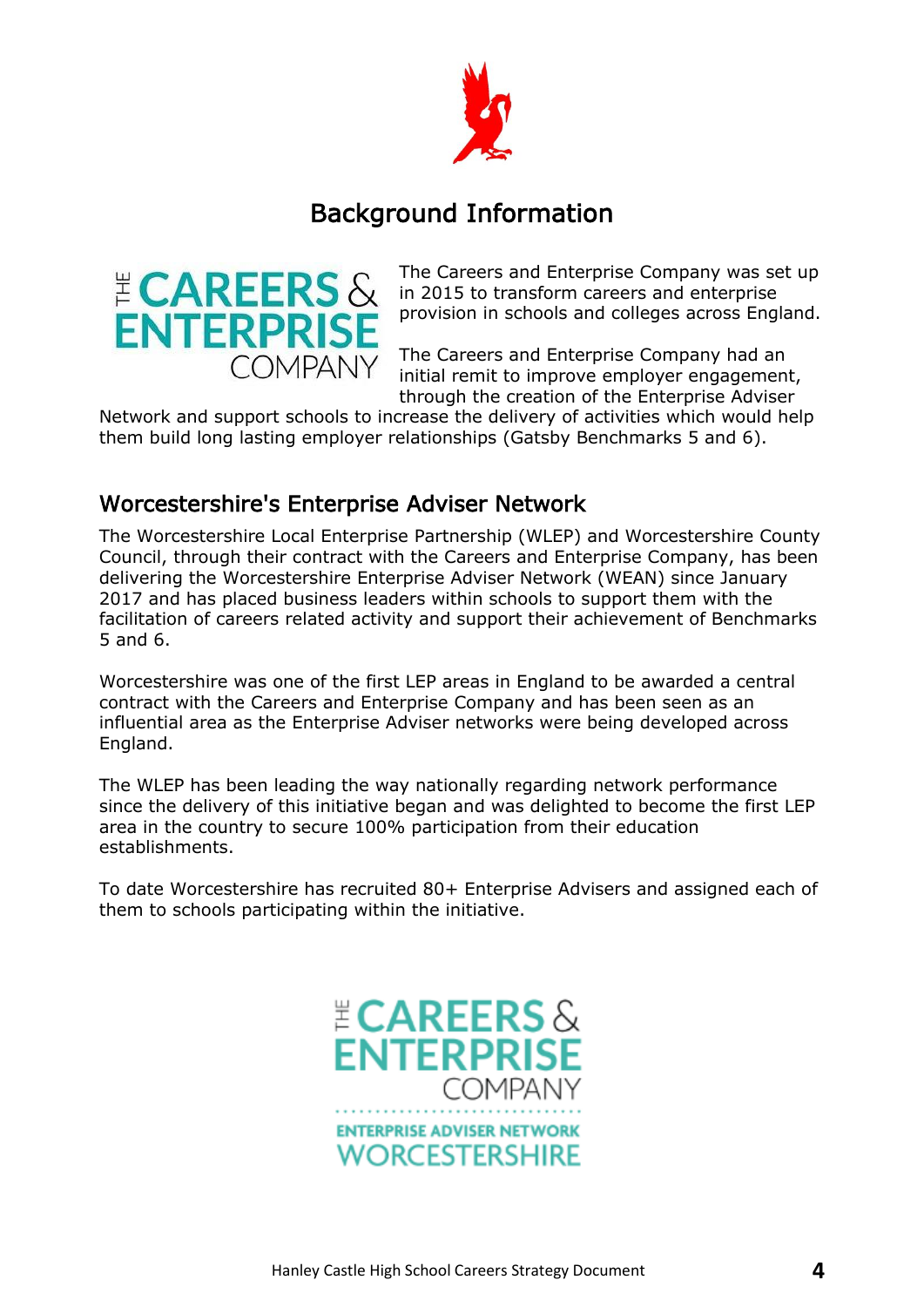# Background Information

The Careers and Enterprise Company was set up in 2015 to transform careers and enterprise provision in schools and colleges across England.

The Careers and Enterprise Company had an initial remit to improve employer engagement, through the creation of the Enterprise Adviser Network and support schools to increase the delivery of activities which would help them build long lasting employer relationships (Gatsby Benchmarks 5 and 6).

## Worcestershire's Enterprise Adviser Network

The Worcestershire Local Enterprise Partnership (WLEP) and Worcestershire County Council, through their contract with the Careers and Enterprise Company, has been delivering the Worcestershire Enterprise Adviser Network (WEAN) since January 2017 and has placed business leaders within schools to support them with the facilitation of careers related activity and support their achievement of Benchmarks 5 and 6.

Worcestershire was one of the first LEP areas in England to be awarded a central contract with the Careers and Enterprise Company and has been seen as an influential area as the Enterprise Adviser networks were being developed across England.

The WLEP has been leading the way nationally regarding network performance since the delivery of this initiative began and was delighted to become the first LEP area in the country to secure 100% participation from their education establishments.

To date Worcestershire has recruited 80+ Enterprise Advisers and assigned each of them to schools participating within the initiative.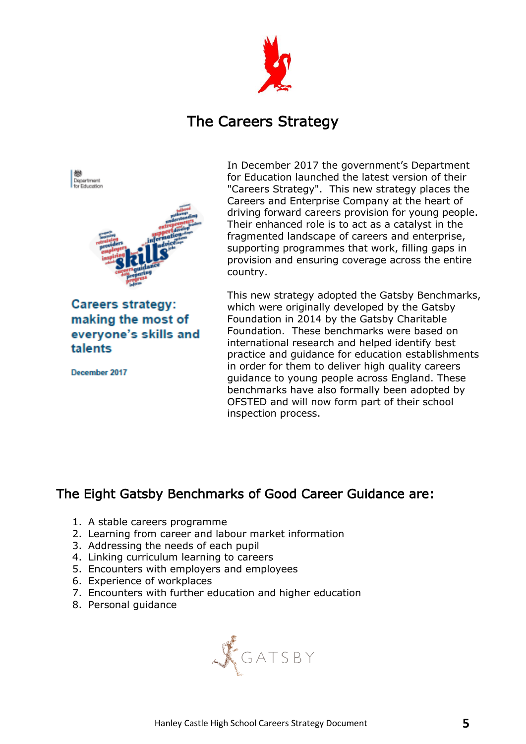# The Careers Strategy

Department for Education

**Careers strategy: making the most of everyone's skills and talents**

December 2017

In December 2017 the government's Department for Education launched the latest version of their "Careers Strategy". This new strategy places the Careers and Enterprise Company at the heart of driving forward careers provision for young people. Their enhanced role is to act as a catalyst in the fragmented landscape of careers and enterprise, supporting programmes that work, filling gaps in provision and ensuring coverage across the entire country.

This new strategy adopted the Gatsby Benchmarks, which were originally developed by the Gatsby Foundation in 2014 by the Gatsby Charitable Foundation. These benchmarks were based on international research and helped identify best practice and guidance for education establishments in order for them to deliver high quality careers guidance to young people across England. These benchmarks have also formally been adopted by OFSTED and will now form part of their school inspection process.

## The Eight Gatsby Benchmarks of Good Career Guidance are:

1. A stable careers programme
2. Learning from career and labour market information
3. Addressing the needs of each pupil
4. Linking curriculum learning to careers
5. Encounters with employers and employees
6. Experience of workplaces
7. Encounters with further education and higher education
8. Personal guidance

GATSBY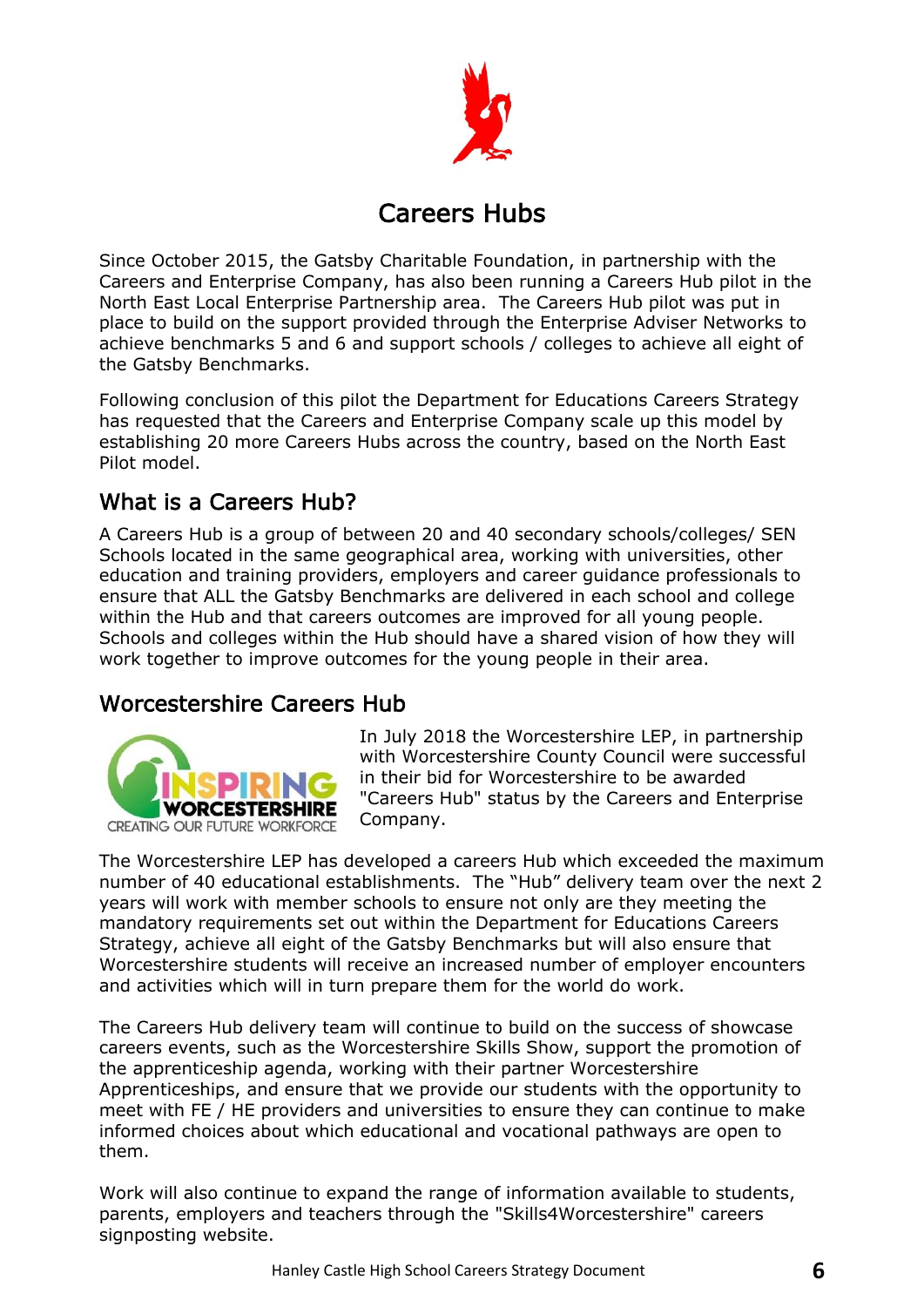# Careers Hubs

Since October 2015, the Gatsby Charitable Foundation, in partnership with the Careers and Enterprise Company, has also been running a Careers Hub pilot in the North East Local Enterprise Partnership area. The Careers Hub pilot was put in place to build on the support provided through the Enterprise Adviser Networks to achieve benchmarks 5 and 6 and support schools / colleges to achieve all eight of the Gatsby Benchmarks.

Following conclusion of this pilot the Department for Educations Careers Strategy has requested that the Careers and Enterprise Company scale up this model by establishing 20 more Careers Hubs across the country, based on the North East Pilot model.

## What is a Careers Hub?

A Careers Hub is a group of between 20 and 40 secondary schools/colleges/ SEN Schools located in the same geographical area, working with universities, other education and training providers, employers and career guidance professionals to ensure that ALL the Gatsby Benchmarks are delivered in each school and college within the Hub and that careers outcomes are improved for all young people. Schools and colleges within the Hub should have a shared vision of how they will work together to improve outcomes for the young people in their area.

## Worcestershire Careers Hub

INSPIRING WORCESTERSHIRE
CREATING OUR FUTURE WORKFORCE

In July 2018 the Worcestershire LEP, in partnership with Worcestershire County Council were successful in their bid for Worcestershire to be awarded "Careers Hub" status by the Careers and Enterprise Company.

The Worcestershire LEP has developed a careers Hub which exceeded the maximum number of 40 educational establishments. The "Hub" delivery team over the next 2 years will work with member schools to ensure not only are they meeting the mandatory requirements set out within the Department for Educations Careers Strategy, achieve all eight of the Gatsby Benchmarks but will also ensure that Worcestershire students will receive an increased number of employer encounters and activities which will in turn prepare them for the world do work.

The Careers Hub delivery team will continue to build on the success of showcase careers events, such as the Worcestershire Skills Show, support the promotion of the apprenticeship agenda, working with their partner Worcestershire Apprenticeships, and ensure that we provide our students with the opportunity to meet with FE / HE providers and universities to ensure they can continue to make informed choices about which educational and vocational pathways are open to them.

Work will also continue to expand the range of information available to students, parents, employers and teachers through the "Skills4Worcestershire" careers signposting website.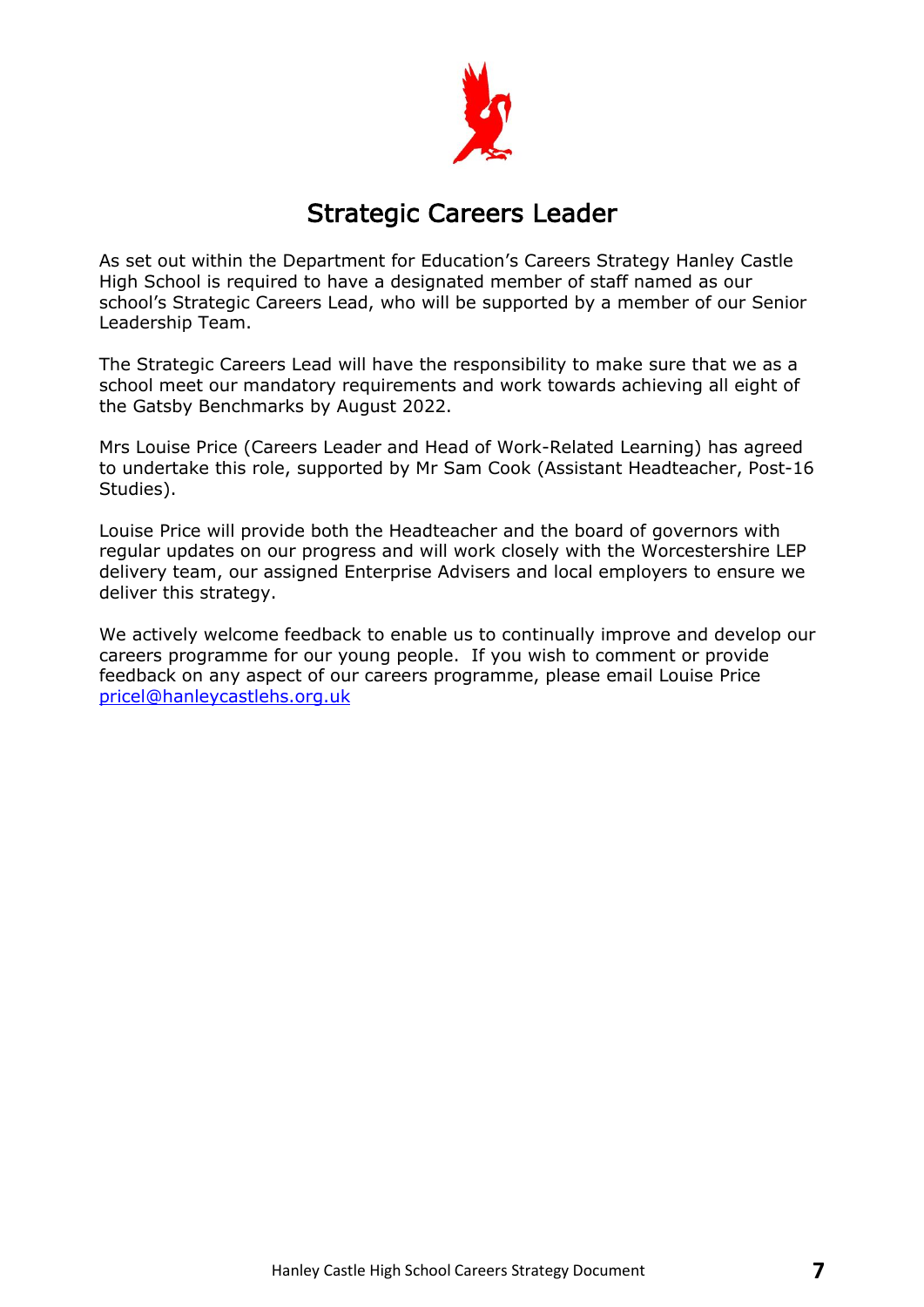# Strategic Careers Leader

As set out within the Department for Education's Careers Strategy Hanley Castle High School is required to have a designated member of staff named as our school's Strategic Careers Lead, who will be supported by a member of our Senior Leadership Team.

The Strategic Careers Lead will have the responsibility to make sure that we as a school meet our mandatory requirements and work towards achieving all eight of the Gatsby Benchmarks by August 2022.

Mrs Louise Price (Careers Leader and Head of Work-Related Learning) has agreed to undertake this role, supported by Mr Sam Cook (Assistant Headteacher, Post-16 Studies).

Louise Price will provide both the Headteacher and the board of governors with regular updates on our progress and will work closely with the Worcestershire LEP delivery team, our assigned Enterprise Advisers and local employers to ensure we deliver this strategy.

We actively welcome feedback to enable us to continually improve and develop our careers programme for our young people. If you wish to comment or provide feedback on any aspect of our careers programme, please email Louise Price pricel@hanleycastlehs.org.uk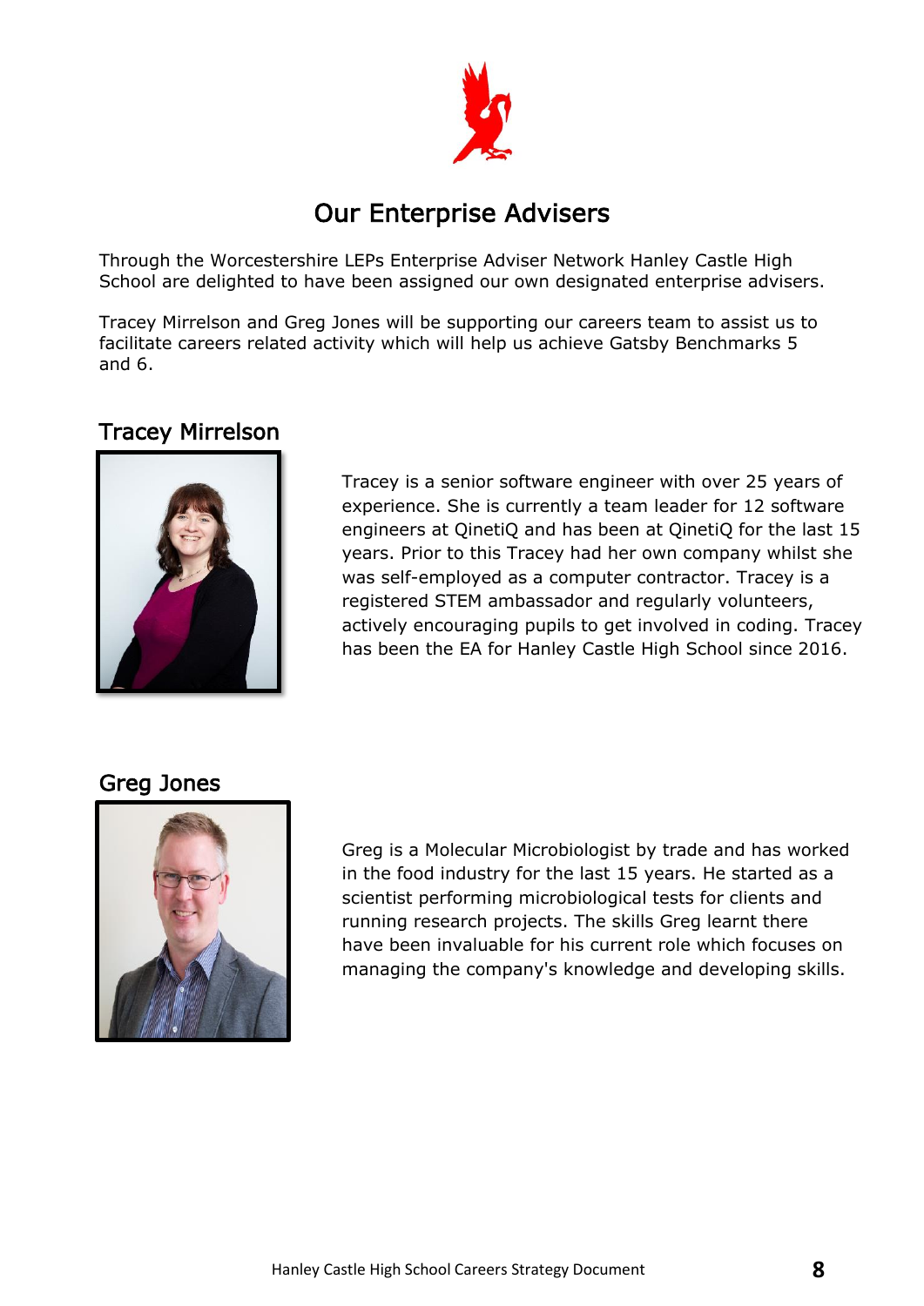# Our Enterprise Advisers

Through the Worcestershire LEPs Enterprise Adviser Network Hanley Castle High School are delighted to have been assigned our own designated enterprise advisers.

Tracey Mirrelson and Greg Jones will be supporting our careers team to assist us to facilitate careers related activity which will help us achieve Gatsby Benchmarks 5 and 6.

## Tracey Mirrelson

Tracey is a senior software engineer with over 25 years of experience. She is currently a team leader for 12 software engineers at QinetiQ and has been at QinetiQ for the last 15 years. Prior to this Tracey had her own company whilst she was self-employed as a computer contractor. Tracey is a registered STEM ambassador and regularly volunteers, actively encouraging pupils to get involved in coding. Tracey has been the EA for Hanley Castle High School since 2016.

## Greg Jones

Greg is a Molecular Microbiologist by trade and has worked in the food industry for the last 15 years. He started as a scientist performing microbiological tests for clients and running research projects. The skills Greg learnt there have been invaluable for his current role which focuses on managing the company's knowledge and developing skills.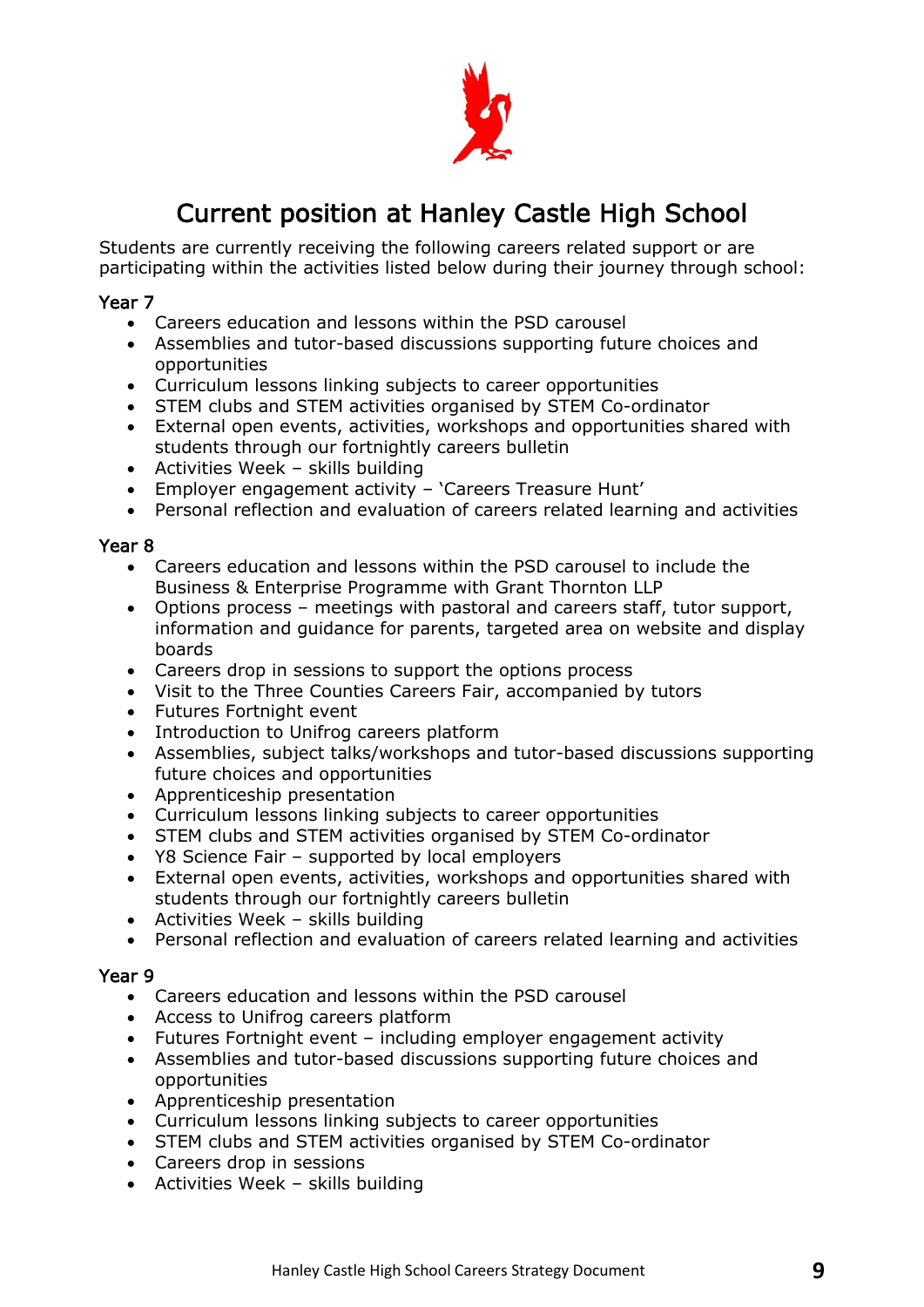# Current position at Hanley Castle High School

Students are currently receiving the following careers related support or are participating within the activities listed below during their journey through school:

### Year 7

- Careers education and lessons within the PSD carousel
- Assemblies and tutor-based discussions supporting future choices and opportunities
- Curriculum lessons linking subjects to career opportunities
- STEM clubs and STEM activities organised by STEM Co-ordinator
- External open events, activities, workshops and opportunities shared with students through our fortnightly careers bulletin
- Activities Week – skills building
- Employer engagement activity – 'Careers Treasure Hunt'
- Personal reflection and evaluation of careers related learning and activities

### Year 8

- Careers education and lessons within the PSD carousel to include the Business & Enterprise Programme with Grant Thornton LLP
- Options process – meetings with pastoral and careers staff, tutor support, information and guidance for parents, targeted area on website and display boards
- Careers drop in sessions to support the options process
- Visit to the Three Counties Careers Fair, accompanied by tutors
- Futures Fortnight event
- Introduction to Unifrog careers platform
- Assemblies, subject talks/workshops and tutor-based discussions supporting future choices and opportunities
- Apprenticeship presentation
- Curriculum lessons linking subjects to career opportunities
- STEM clubs and STEM activities organised by STEM Co-ordinator
- Y8 Science Fair – supported by local employers
- External open events, activities, workshops and opportunities shared with students through our fortnightly careers bulletin
- Activities Week – skills building
- Personal reflection and evaluation of careers related learning and activities

### Year 9

- Careers education and lessons within the PSD carousel
- Access to Unifrog careers platform
- Futures Fortnight event – including employer engagement activity
- Assemblies and tutor-based discussions supporting future choices and opportunities
- Apprenticeship presentation
- Curriculum lessons linking subjects to career opportunities
- STEM clubs and STEM activities organised by STEM Co-ordinator
- Careers drop in sessions
- Activities Week – skills building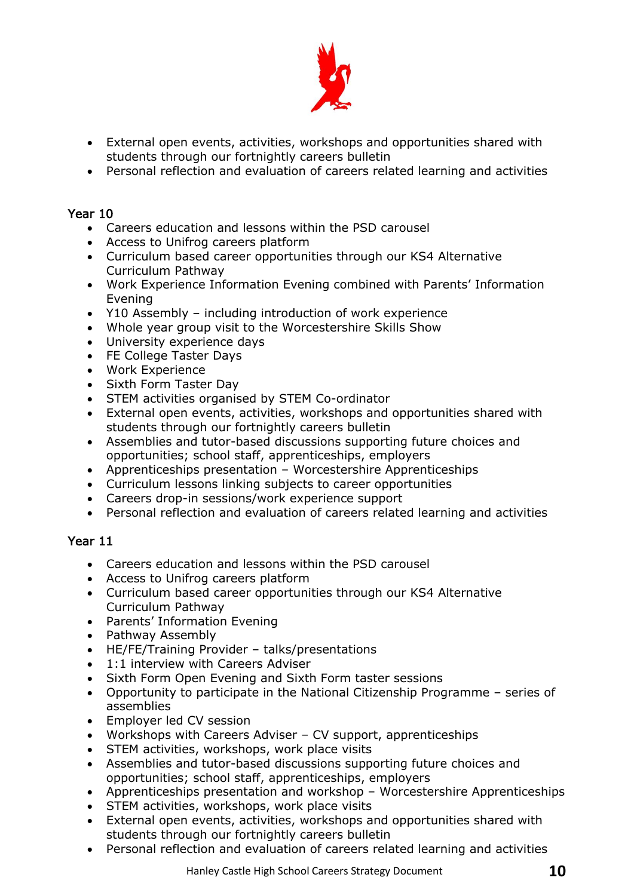- External open events, activities, workshops and opportunities shared with students through our fortnightly careers bulletin
- Personal reflection and evaluation of careers related learning and activities

Year 10

- Careers education and lessons within the PSD carousel
- Access to Unifrog careers platform
- Curriculum based career opportunities through our KS4 Alternative Curriculum Pathway
- Work Experience Information Evening combined with Parents' Information Evening
- Y10 Assembly – including introduction of work experience
- Whole year group visit to the Worcestershire Skills Show
- University experience days
- FE College Taster Days
- Work Experience
- Sixth Form Taster Day
- STEM activities organised by STEM Co-ordinator
- External open events, activities, workshops and opportunities shared with students through our fortnightly careers bulletin
- Assemblies and tutor-based discussions supporting future choices and opportunities; school staff, apprenticeships, employers
- Apprenticeships presentation – Worcestershire Apprenticeships
- Curriculum lessons linking subjects to career opportunities
- Careers drop-in sessions/work experience support
- Personal reflection and evaluation of careers related learning and activities

Year 11

- Careers education and lessons within the PSD carousel
- Access to Unifrog careers platform
- Curriculum based career opportunities through our KS4 Alternative Curriculum Pathway
- Parents' Information Evening
- Pathway Assembly
- HE/FE/Training Provider – talks/presentations
- 1:1 interview with Careers Adviser
- Sixth Form Open Evening and Sixth Form taster sessions
- Opportunity to participate in the National Citizenship Programme – series of assemblies
- Employer led CV session
- Workshops with Careers Adviser – CV support, apprenticeships
- STEM activities, workshops, work place visits
- Assemblies and tutor-based discussions supporting future choices and opportunities; school staff, apprenticeships, employers
- Apprenticeships presentation and workshop – Worcestershire Apprenticeships
- STEM activities, workshops, work place visits
- External open events, activities, workshops and opportunities shared with students through our fortnightly careers bulletin
- Personal reflection and evaluation of careers related learning and activities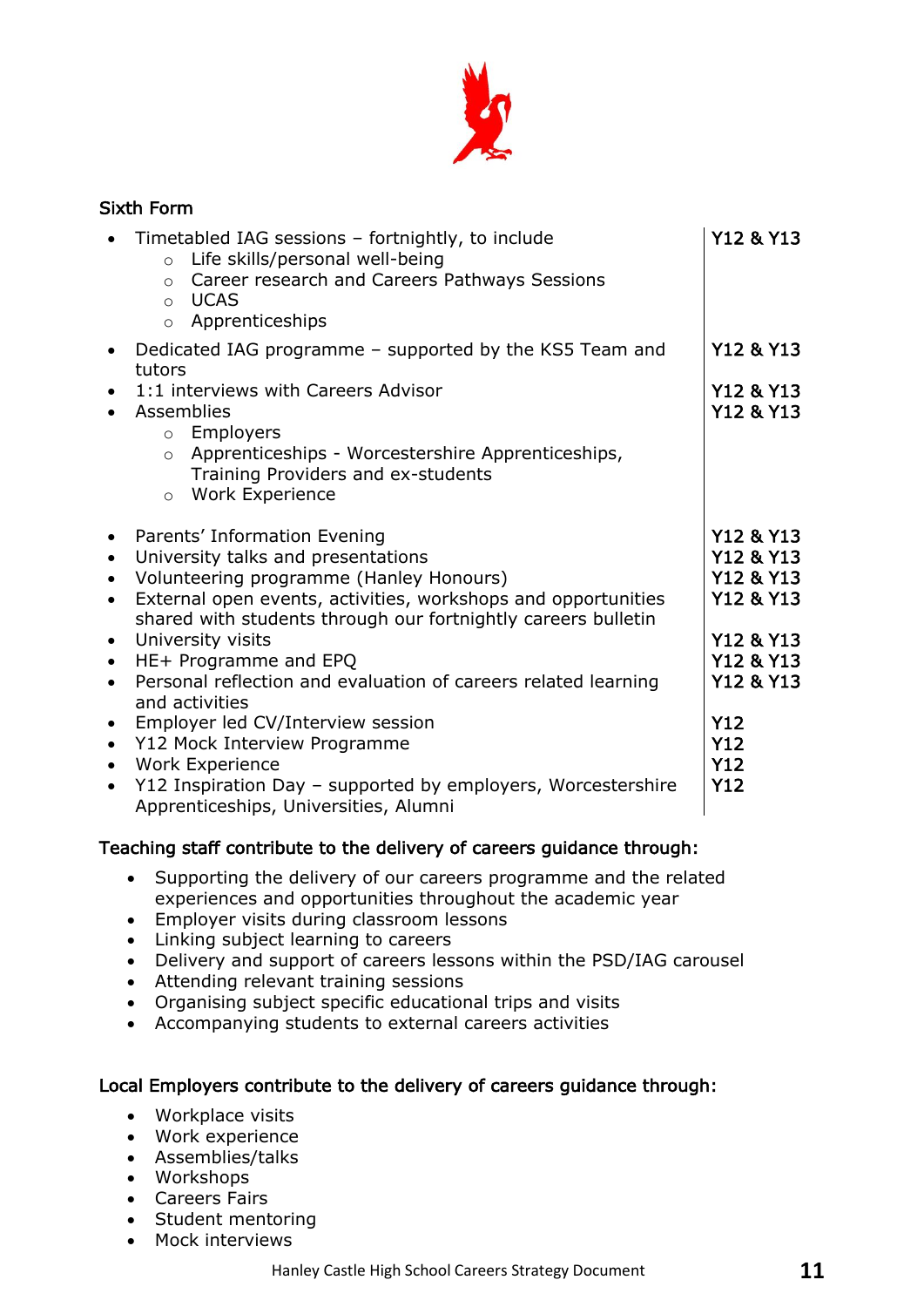## Sixth Form

| | |
|---|---|
| • Timetabled IAG sessions – fortnightly, to include<br>  ○ Life skills/personal well-being<br>  ○ Career research and Careers Pathways Sessions<br>  ○ UCAS<br>  ○ Apprenticeships | Y12 & Y13 |
| • Dedicated IAG programme – supported by the KS5 Team and tutors | Y12 & Y13 |
| • 1:1 interviews with Careers Advisor | Y12 & Y13 |
| • Assemblies<br>  ○ Employers<br>  ○ Apprenticeships - Worcestershire Apprenticeships, Training Providers and ex-students<br>  ○ Work Experience | Y12 & Y13 |
| • Parents' Information Evening | Y12 & Y13 |
| • University talks and presentations | Y12 & Y13 |
| • Volunteering programme (Hanley Honours) | Y12 & Y13 |
| • External open events, activities, workshops and opportunities shared with students through our fortnightly careers bulletin | Y12 & Y13 |
| • University visits | Y12 & Y13 |
| • HE+ Programme and EPQ | Y12 & Y13 |
| • Personal reflection and evaluation of careers related learning and activities | Y12 & Y13 |
| • Employer led CV/Interview session | Y12 |
| • Y12 Mock Interview Programme | Y12 |
| • Work Experience | Y12 |
| • Y12 Inspiration Day – supported by employers, Worcestershire Apprenticeships, Universities, Alumni | Y12 |

### Teaching staff contribute to the delivery of careers guidance through:

- Supporting the delivery of our careers programme and the related experiences and opportunities throughout the academic year
- Employer visits during classroom lessons
- Linking subject learning to careers
- Delivery and support of careers lessons within the PSD/IAG carousel
- Attending relevant training sessions
- Organising subject specific educational trips and visits
- Accompanying students to external careers activities

### Local Employers contribute to the delivery of careers guidance through:

- Workplace visits
- Work experience
- Assemblies/talks
- Workshops
- Careers Fairs
- Student mentoring
- Mock interviews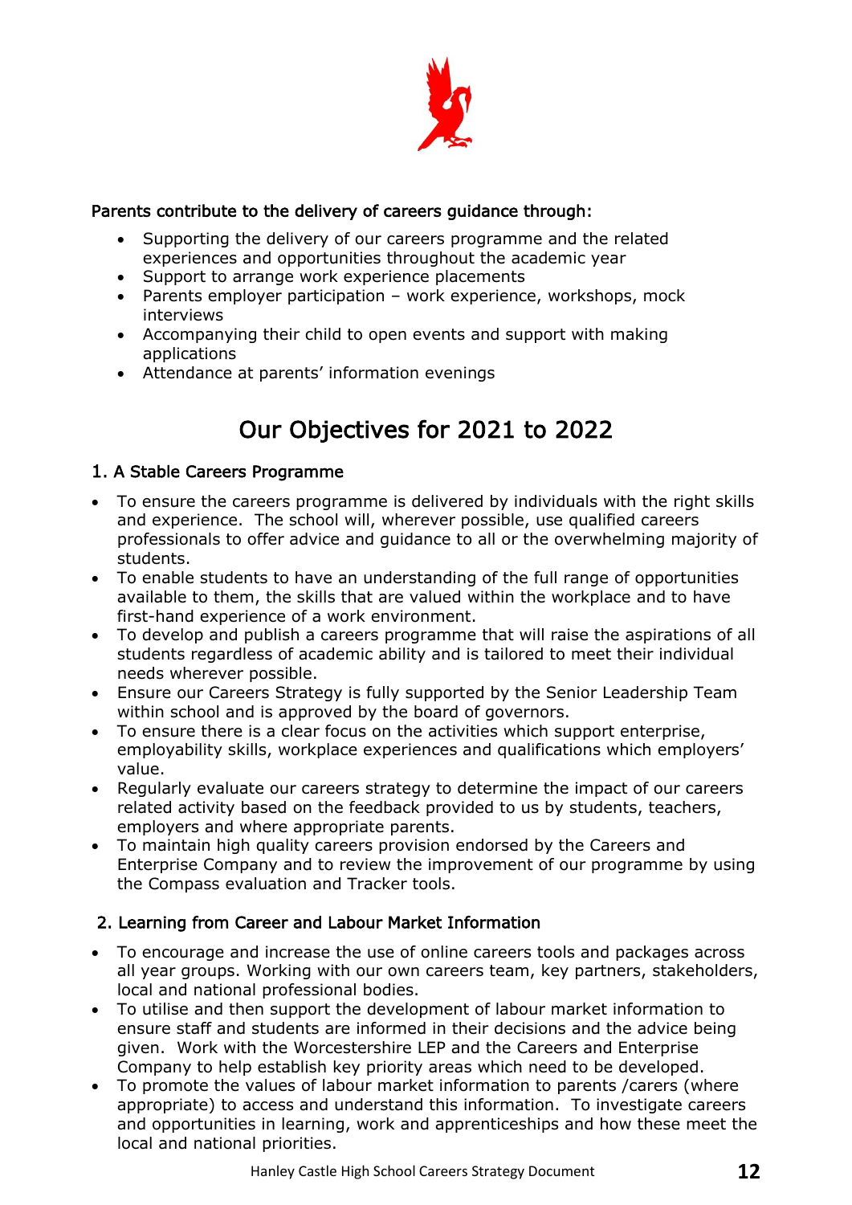**Parents contribute to the delivery of careers guidance through:**

- Supporting the delivery of our careers programme and the related experiences and opportunities throughout the academic year
- Support to arrange work experience placements
- Parents employer participation – work experience, workshops, mock interviews
- Accompanying their child to open events and support with making applications
- Attendance at parents' information evenings

# Our Objectives for 2021 to 2022

## 1. A Stable Careers Programme

- To ensure the careers programme is delivered by individuals with the right skills and experience. The school will, wherever possible, use qualified careers professionals to offer advice and guidance to all or the overwhelming majority of students.
- To enable students to have an understanding of the full range of opportunities available to them, the skills that are valued within the workplace and to have first-hand experience of a work environment.
- To develop and publish a careers programme that will raise the aspirations of all students regardless of academic ability and is tailored to meet their individual needs wherever possible.
- Ensure our Careers Strategy is fully supported by the Senior Leadership Team within school and is approved by the board of governors.
- To ensure there is a clear focus on the activities which support enterprise, employability skills, workplace experiences and qualifications which employers' value.
- Regularly evaluate our careers strategy to determine the impact of our careers related activity based on the feedback provided to us by students, teachers, employers and where appropriate parents.
- To maintain high quality careers provision endorsed by the Careers and Enterprise Company and to review the improvement of our programme by using the Compass evaluation and Tracker tools.

## 2. Learning from Career and Labour Market Information

- To encourage and increase the use of online careers tools and packages across all year groups. Working with our own careers team, key partners, stakeholders, local and national professional bodies.
- To utilise and then support the development of labour market information to ensure staff and students are informed in their decisions and the advice being given. Work with the Worcestershire LEP and the Careers and Enterprise Company to help establish key priority areas which need to be developed.
- To promote the values of labour market information to parents /carers (where appropriate) to access and understand this information. To investigate careers and opportunities in learning, work and apprenticeships and how these meet the local and national priorities.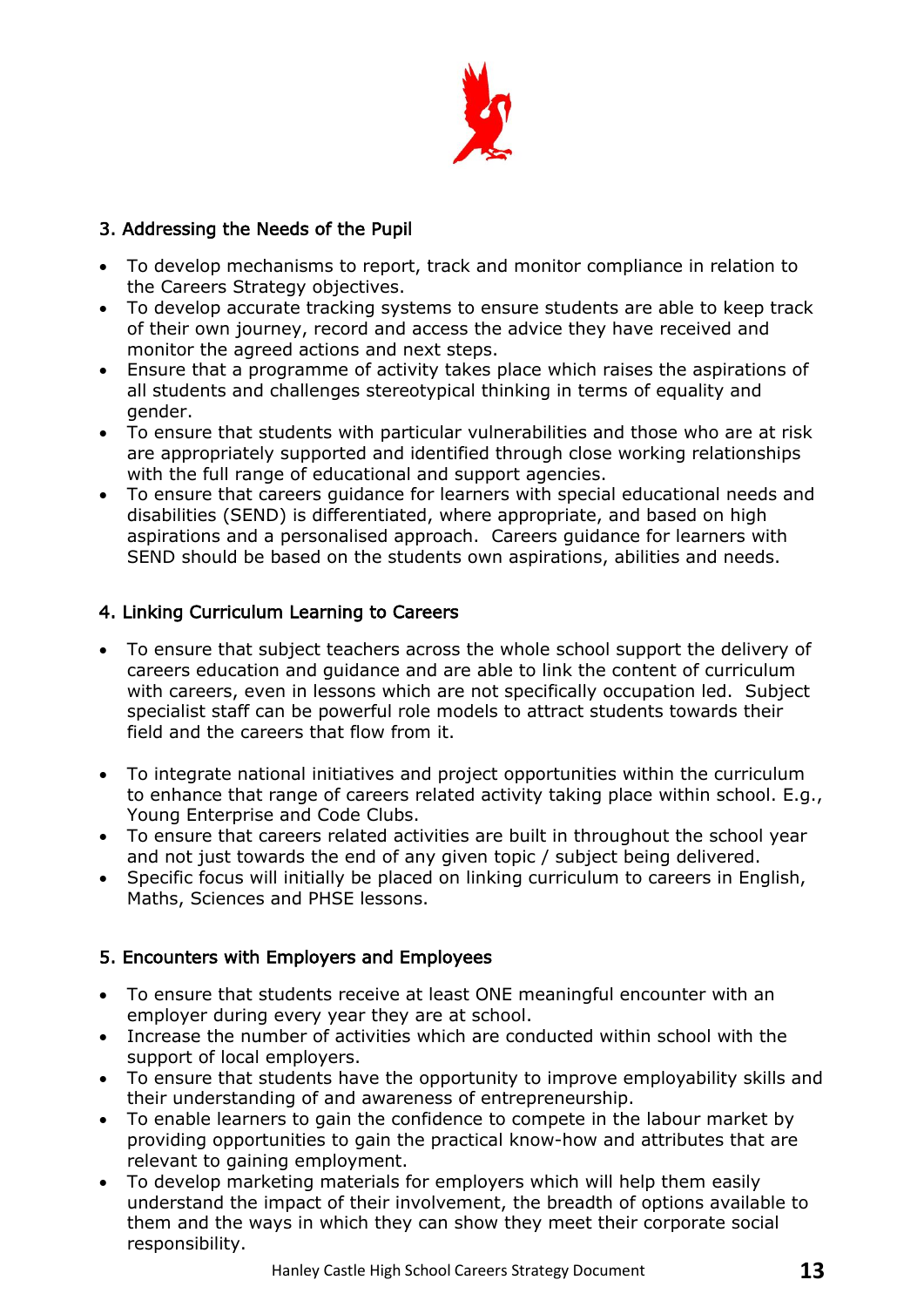### 3. Addressing the Needs of the Pupil

- To develop mechanisms to report, track and monitor compliance in relation to the Careers Strategy objectives.
- To develop accurate tracking systems to ensure students are able to keep track of their own journey, record and access the advice they have received and monitor the agreed actions and next steps.
- Ensure that a programme of activity takes place which raises the aspirations of all students and challenges stereotypical thinking in terms of equality and gender.
- To ensure that students with particular vulnerabilities and those who are at risk are appropriately supported and identified through close working relationships with the full range of educational and support agencies.
- To ensure that careers guidance for learners with special educational needs and disabilities (SEND) is differentiated, where appropriate, and based on high aspirations and a personalised approach. Careers guidance for learners with SEND should be based on the students own aspirations, abilities and needs.

### 4. Linking Curriculum Learning to Careers

- To ensure that subject teachers across the whole school support the delivery of careers education and guidance and are able to link the content of curriculum with careers, even in lessons which are not specifically occupation led. Subject specialist staff can be powerful role models to attract students towards their field and the careers that flow from it.

- To integrate national initiatives and project opportunities within the curriculum to enhance that range of careers related activity taking place within school. E.g., Young Enterprise and Code Clubs.
- To ensure that careers related activities are built in throughout the school year and not just towards the end of any given topic / subject being delivered.
- Specific focus will initially be placed on linking curriculum to careers in English, Maths, Sciences and PHSE lessons.

### 5. Encounters with Employers and Employees

- To ensure that students receive at least ONE meaningful encounter with an employer during every year they are at school.
- Increase the number of activities which are conducted within school with the support of local employers.
- To ensure that students have the opportunity to improve employability skills and their understanding of and awareness of entrepreneurship.
- To enable learners to gain the confidence to compete in the labour market by providing opportunities to gain the practical know-how and attributes that are relevant to gaining employment.
- To develop marketing materials for employers which will help them easily understand the impact of their involvement, the breadth of options available to them and the ways in which they can show they meet their corporate social responsibility.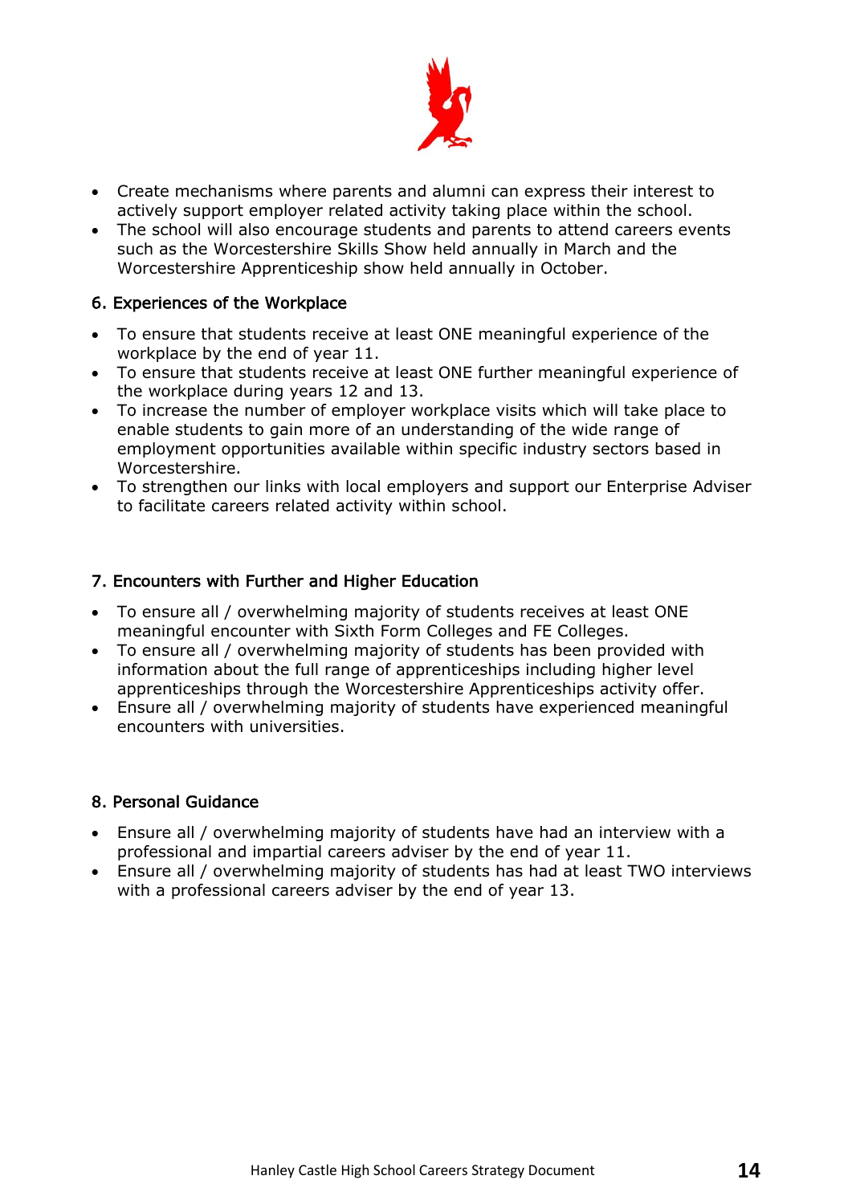- Create mechanisms where parents and alumni can express their interest to actively support employer related activity taking place within the school.
- The school will also encourage students and parents to attend careers events such as the Worcestershire Skills Show held annually in March and the Worcestershire Apprenticeship show held annually in October.

### 6. Experiences of the Workplace

- To ensure that students receive at least ONE meaningful experience of the workplace by the end of year 11.
- To ensure that students receive at least ONE further meaningful experience of the workplace during years 12 and 13.
- To increase the number of employer workplace visits which will take place to enable students to gain more of an understanding of the wide range of employment opportunities available within specific industry sectors based in Worcestershire.
- To strengthen our links with local employers and support our Enterprise Adviser to facilitate careers related activity within school.

### 7. Encounters with Further and Higher Education

- To ensure all / overwhelming majority of students receives at least ONE meaningful encounter with Sixth Form Colleges and FE Colleges.
- To ensure all / overwhelming majority of students has been provided with information about the full range of apprenticeships including higher level apprenticeships through the Worcestershire Apprenticeships activity offer.
- Ensure all / overwhelming majority of students have experienced meaningful encounters with universities.

### 8. Personal Guidance

- Ensure all / overwhelming majority of students have had an interview with a professional and impartial careers adviser by the end of year 11.
- Ensure all / overwhelming majority of students has had at least TWO interviews with a professional careers adviser by the end of year 13.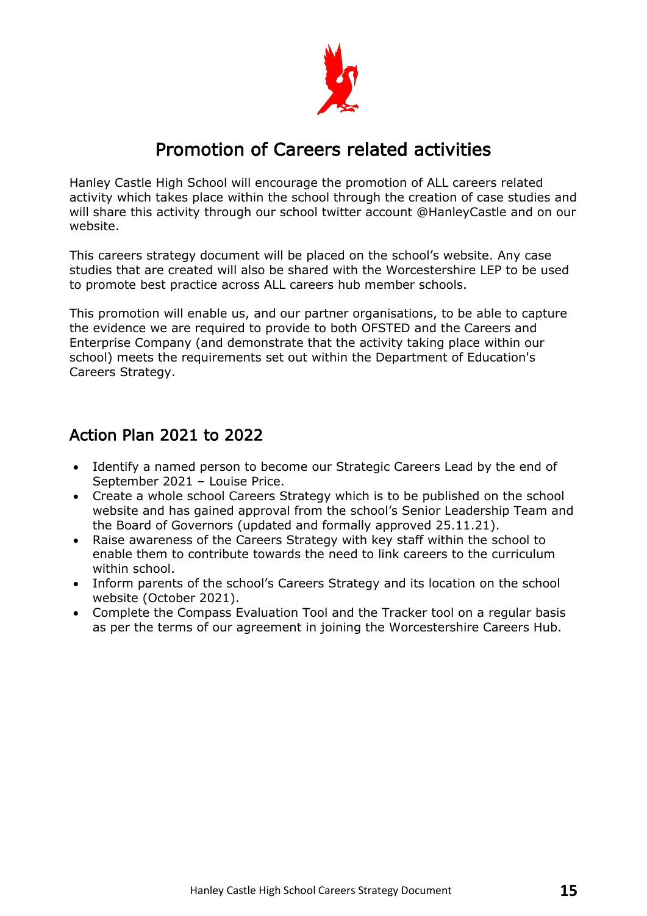# Promotion of Careers related activities

Hanley Castle High School will encourage the promotion of ALL careers related activity which takes place within the school through the creation of case studies and will share this activity through our school twitter account @HanleyCastle and on our website.

This careers strategy document will be placed on the school's website. Any case studies that are created will also be shared with the Worcestershire LEP to be used to promote best practice across ALL careers hub member schools.

This promotion will enable us, and our partner organisations, to be able to capture the evidence we are required to provide to both OFSTED and the Careers and Enterprise Company (and demonstrate that the activity taking place within our school) meets the requirements set out within the Department of Education's Careers Strategy.

## Action Plan 2021 to 2022

- Identify a named person to become our Strategic Careers Lead by the end of September 2021 – Louise Price.
- Create a whole school Careers Strategy which is to be published on the school website and has gained approval from the school's Senior Leadership Team and the Board of Governors (updated and formally approved 25.11.21).
- Raise awareness of the Careers Strategy with key staff within the school to enable them to contribute towards the need to link careers to the curriculum within school.
- Inform parents of the school's Careers Strategy and its location on the school website (October 2021).
- Complete the Compass Evaluation Tool and the Tracker tool on a regular basis as per the terms of our agreement in joining the Worcestershire Careers Hub.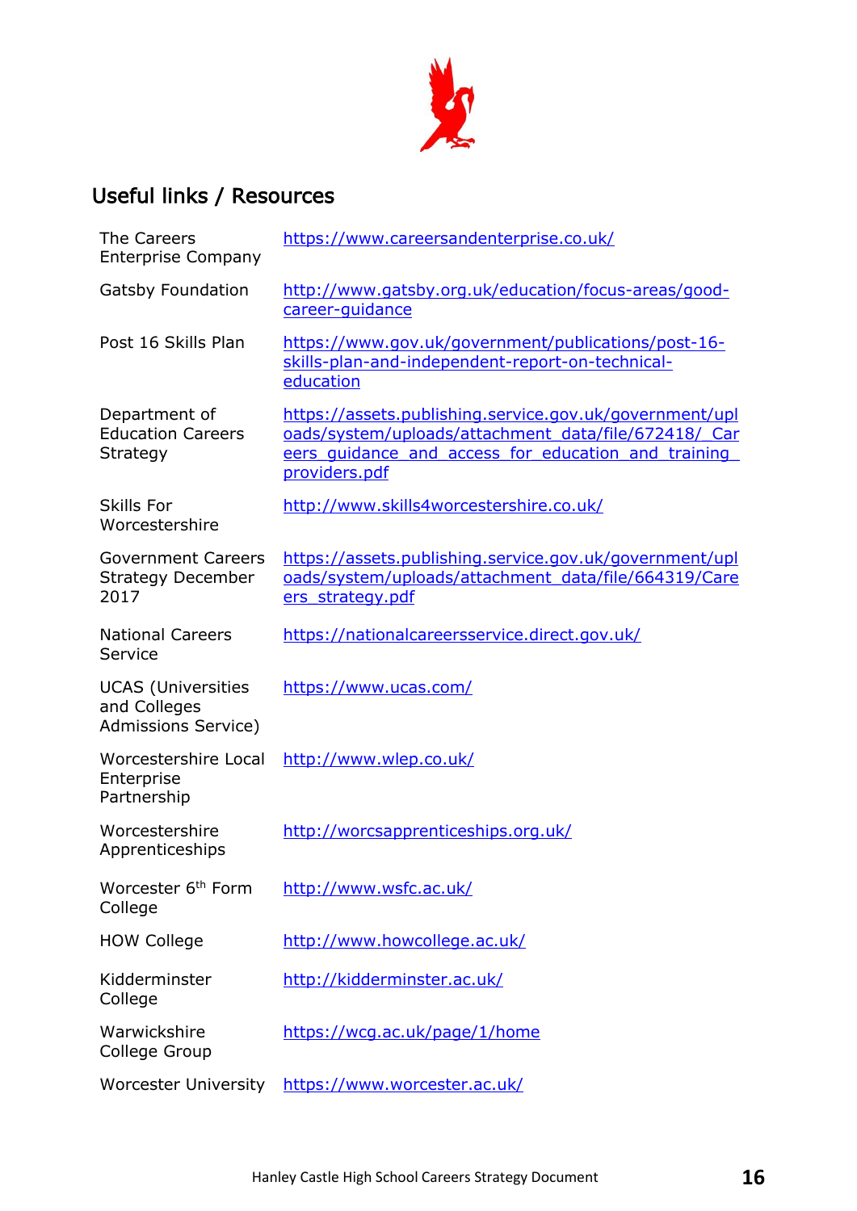## Useful links / Resources

| | |
|---|---|
| The Careers Enterprise Company | https://www.careersandenterprise.co.uk/ |
| Gatsby Foundation | http://www.gatsby.org.uk/education/focus-areas/good-career-guidance |
| Post 16 Skills Plan | https://www.gov.uk/government/publications/post-16-skills-plan-and-independent-report-on-technical-education |
| Department of Education Careers Strategy | https://assets.publishing.service.gov.uk/government/uploads/system/uploads/attachment_data/file/672418/_Careers_guidance_and_access_for_education_and_training_providers.pdf |
| Skills For Worcestershire | http://www.skills4worcestershire.co.uk/ |
| Government Careers Strategy December 2017 | https://assets.publishing.service.gov.uk/government/uploads/system/uploads/attachment_data/file/664319/Careers_strategy.pdf |
| National Careers Service | https://nationalcareersservice.direct.gov.uk/ |
| UCAS (Universities and Colleges Admissions Service) | https://www.ucas.com/ |
| Worcestershire Local Enterprise Partnership | http://www.wlep.co.uk/ |
| Worcestershire Apprenticeships | http://worcsapprenticeships.org.uk/ |
| Worcester 6th Form College | http://www.wsfc.ac.uk/ |
| HOW College | http://www.howcollege.ac.uk/ |
| Kidderminster College | http://kidderminster.ac.uk/ |
| Warwickshire College Group | https://wcg.ac.uk/page/1/home |
| Worcester University | https://www.worcester.ac.uk/ |